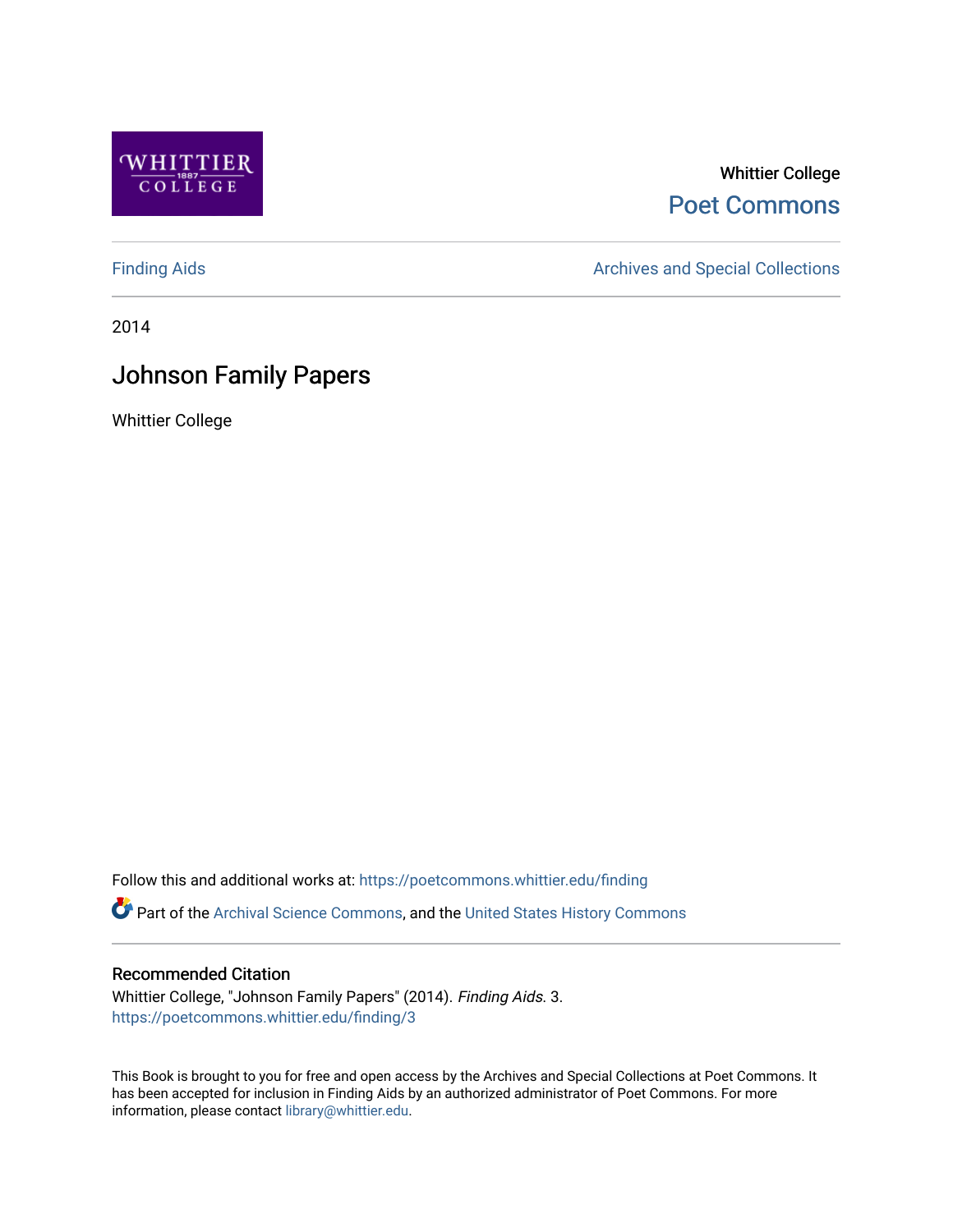Whittier College

Poet Commons

Finding Aids

Archives and Special Collections

2014

# Johnson Family Papers

Whittier College

Follow this and additional works at: https://poetcommons.whittier.edu/finding

Part of the Archival Science Commons, and the United States History Commons

## Recommended Citation

Whittier College, "Johnson Family Papers" (2014). *Finding Aids*. 3.
https://poetcommons.whittier.edu/finding/3

This Book is brought to you for free and open access by the Archives and Special Collections at Poet Commons. It has been accepted for inclusion in Finding Aids by an authorized administrator of Poet Commons. For more information, please contact library@whittier.edu.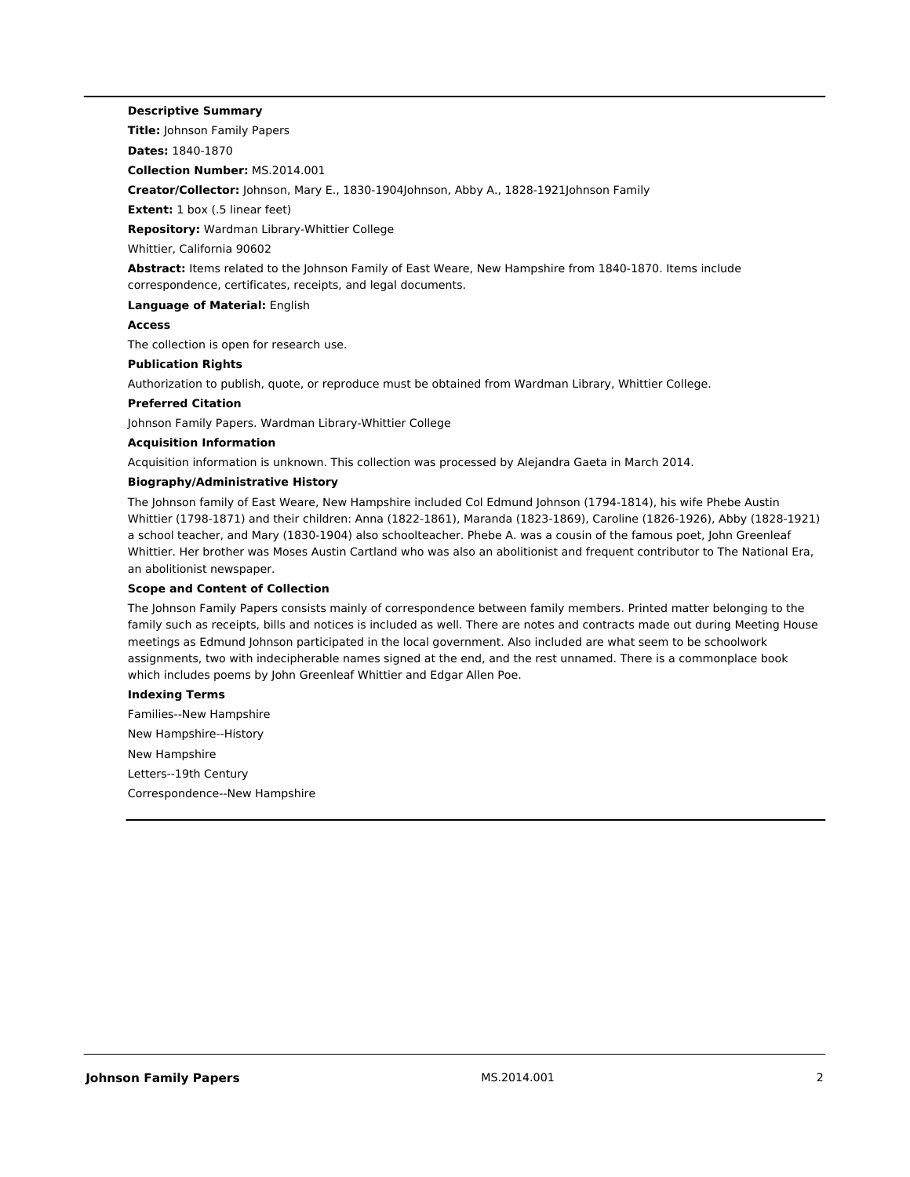## Descriptive Summary

**Title:** Johnson Family Papers

**Dates:** 1840-1870

**Collection Number:** MS.2014.001

**Creator/Collector:** Johnson, Mary E., 1830-1904Johnson, Abby A., 1828-1921Johnson Family

**Extent:** 1 box (.5 linear feet)

**Repository:** Wardman Library-Whittier College

Whittier, California 90602

**Abstract:** Items related to the Johnson Family of East Weare, New Hampshire from 1840-1870. Items include correspondence, certificates, receipts, and legal documents.

**Language of Material:** English

### Access

The collection is open for research use.

### Publication Rights

Authorization to publish, quote, or reproduce must be obtained from Wardman Library, Whittier College.

### Preferred Citation

Johnson Family Papers. Wardman Library-Whittier College

### Acquisition Information

Acquisition information is unknown. This collection was processed by Alejandra Gaeta in March 2014.

### Biography/Administrative History

The Johnson family of East Weare, New Hampshire included Col Edmund Johnson (1794-1814), his wife Phebe Austin Whittier (1798-1871) and their children: Anna (1822-1861), Maranda (1823-1869), Caroline (1826-1926), Abby (1828-1921) a school teacher, and Mary (1830-1904) also schoolteacher. Phebe A. was a cousin of the famous poet, John Greenleaf Whittier. Her brother was Moses Austin Cartland who was also an abolitionist and frequent contributor to The National Era, an abolitionist newspaper.

### Scope and Content of Collection

The Johnson Family Papers consists mainly of correspondence between family members. Printed matter belonging to the family such as receipts, bills and notices is included as well. There are notes and contracts made out during Meeting House meetings as Edmund Johnson participated in the local government. Also included are what seem to be schoolwork assignments, two with indecipherable names signed at the end, and the rest unnamed. There is a commonplace book which includes poems by John Greenleaf Whittier and Edgar Allen Poe.

### Indexing Terms

Families--New Hampshire

New Hampshire--History

New Hampshire

Letters--19th Century

Correspondence--New Hampshire